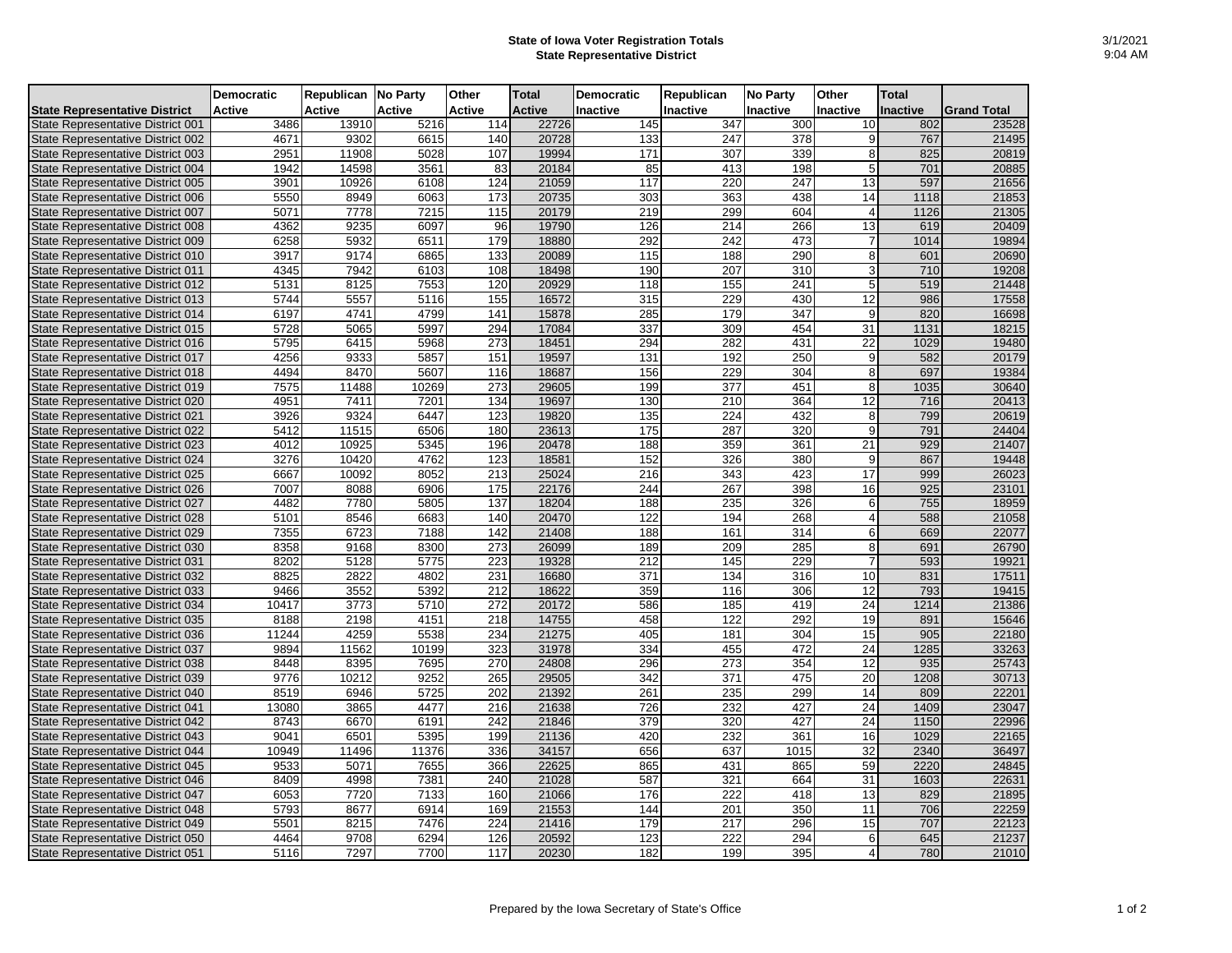# State of Iowa Voter Registration Totals
## State Representative District

3/1/2021
9:04 AM

| State Representative District | Democratic Active | Republican Active | No Party Active | Other Active | Total Active | Democratic Inactive | Republican Inactive | No Party Inactive | Other Inactive | Total Inactive | Grand Total |
|---|---|---|---|---|---|---|---|---|---|---|---|
| State Representative District 001 | 3486 | 13910 | 5216 | 114 | 22726 | 145 | 347 | 300 | 10 | 802 | 23528 |
| State Representative District 002 | 4671 | 9302 | 6615 | 140 | 20728 | 133 | 247 | 378 | 9 | 767 | 21495 |
| State Representative District 003 | 2951 | 11908 | 5028 | 107 | 19994 | 171 | 307 | 339 | 8 | 825 | 20819 |
| State Representative District 004 | 1942 | 14598 | 3561 | 83 | 20184 | 85 | 413 | 198 | 5 | 701 | 20885 |
| State Representative District 005 | 3901 | 10926 | 6108 | 124 | 21059 | 117 | 220 | 247 | 13 | 597 | 21656 |
| State Representative District 006 | 5550 | 8949 | 6063 | 173 | 20735 | 303 | 363 | 438 | 14 | 1118 | 21853 |
| State Representative District 007 | 5071 | 7778 | 7215 | 115 | 20179 | 219 | 299 | 604 | 4 | 1126 | 21305 |
| State Representative District 008 | 4362 | 9235 | 6097 | 96 | 19790 | 126 | 214 | 266 | 13 | 619 | 20409 |
| State Representative District 009 | 6258 | 5932 | 6511 | 179 | 18880 | 292 | 242 | 473 | 7 | 1014 | 19894 |
| State Representative District 010 | 3917 | 9174 | 6865 | 133 | 20089 | 115 | 188 | 290 | 8 | 601 | 20690 |
| State Representative District 011 | 4345 | 7942 | 6103 | 108 | 18498 | 190 | 207 | 310 | 3 | 710 | 19208 |
| State Representative District 012 | 5131 | 8125 | 7553 | 120 | 20929 | 118 | 155 | 241 | 5 | 519 | 21448 |
| State Representative District 013 | 5744 | 5557 | 5116 | 155 | 16572 | 315 | 229 | 430 | 12 | 986 | 17558 |
| State Representative District 014 | 6197 | 4741 | 4799 | 141 | 15878 | 285 | 179 | 347 | 9 | 820 | 16698 |
| State Representative District 015 | 5728 | 5065 | 5997 | 294 | 17084 | 337 | 309 | 454 | 31 | 1131 | 18215 |
| State Representative District 016 | 5795 | 6415 | 5968 | 273 | 18451 | 294 | 282 | 431 | 22 | 1029 | 19480 |
| State Representative District 017 | 4256 | 9333 | 5857 | 151 | 19597 | 131 | 192 | 250 | 9 | 582 | 20179 |
| State Representative District 018 | 4494 | 8470 | 5607 | 116 | 18687 | 156 | 229 | 304 | 8 | 697 | 19384 |
| State Representative District 019 | 7575 | 11488 | 10269 | 273 | 29605 | 199 | 377 | 451 | 8 | 1035 | 30640 |
| State Representative District 020 | 4951 | 7411 | 7201 | 134 | 19697 | 130 | 210 | 364 | 12 | 716 | 20413 |
| State Representative District 021 | 3926 | 9324 | 6447 | 123 | 19820 | 135 | 224 | 432 | 8 | 799 | 20619 |
| State Representative District 022 | 5412 | 11515 | 6506 | 180 | 23613 | 175 | 287 | 320 | 9 | 791 | 24404 |
| State Representative District 023 | 4012 | 10925 | 5345 | 196 | 20478 | 188 | 359 | 361 | 21 | 929 | 21407 |
| State Representative District 024 | 3276 | 10420 | 4762 | 123 | 18581 | 152 | 326 | 380 | 9 | 867 | 19448 |
| State Representative District 025 | 6667 | 10092 | 8052 | 213 | 25024 | 216 | 343 | 423 | 17 | 999 | 26023 |
| State Representative District 026 | 7007 | 8088 | 6906 | 175 | 22176 | 244 | 267 | 398 | 16 | 925 | 23101 |
| State Representative District 027 | 4482 | 7780 | 5805 | 137 | 18204 | 188 | 235 | 326 | 6 | 755 | 18959 |
| State Representative District 028 | 5101 | 8546 | 6683 | 140 | 20470 | 122 | 194 | 268 | 4 | 588 | 21058 |
| State Representative District 029 | 7355 | 6723 | 7188 | 142 | 21408 | 188 | 161 | 314 | 6 | 669 | 22077 |
| State Representative District 030 | 8358 | 9168 | 8300 | 273 | 26099 | 189 | 209 | 285 | 8 | 691 | 26790 |
| State Representative District 031 | 8202 | 5128 | 5775 | 223 | 19328 | 212 | 145 | 229 | 7 | 593 | 19921 |
| State Representative District 032 | 8825 | 2822 | 4802 | 231 | 16680 | 371 | 134 | 316 | 10 | 831 | 17511 |
| State Representative District 033 | 9466 | 3552 | 5392 | 212 | 18622 | 359 | 116 | 306 | 12 | 793 | 19415 |
| State Representative District 034 | 10417 | 3773 | 5710 | 272 | 20172 | 586 | 185 | 419 | 24 | 1214 | 21386 |
| State Representative District 035 | 8188 | 2198 | 4151 | 218 | 14755 | 458 | 122 | 292 | 19 | 891 | 15646 |
| State Representative District 036 | 11244 | 4259 | 5538 | 234 | 21275 | 405 | 181 | 304 | 15 | 905 | 22180 |
| State Representative District 037 | 9894 | 11562 | 10199 | 323 | 31978 | 334 | 455 | 472 | 24 | 1285 | 33263 |
| State Representative District 038 | 8448 | 8395 | 7695 | 270 | 24808 | 296 | 273 | 354 | 12 | 935 | 25743 |
| State Representative District 039 | 9776 | 10212 | 9252 | 265 | 29505 | 342 | 371 | 475 | 20 | 1208 | 30713 |
| State Representative District 040 | 8519 | 6946 | 5725 | 202 | 21392 | 261 | 235 | 299 | 14 | 809 | 22201 |
| State Representative District 041 | 13080 | 3865 | 4477 | 216 | 21638 | 726 | 232 | 427 | 24 | 1409 | 23047 |
| State Representative District 042 | 8743 | 6670 | 6191 | 242 | 21846 | 379 | 320 | 427 | 24 | 1150 | 22996 |
| State Representative District 043 | 9041 | 6501 | 5395 | 199 | 21136 | 420 | 232 | 361 | 16 | 1029 | 22165 |
| State Representative District 044 | 10949 | 11496 | 11376 | 336 | 34157 | 656 | 637 | 1015 | 32 | 2340 | 36497 |
| State Representative District 045 | 9533 | 5071 | 7655 | 366 | 22625 | 865 | 431 | 865 | 59 | 2220 | 24845 |
| State Representative District 046 | 8409 | 4998 | 7381 | 240 | 21028 | 587 | 321 | 664 | 31 | 1603 | 22631 |
| State Representative District 047 | 6053 | 7720 | 7133 | 160 | 21066 | 176 | 222 | 418 | 13 | 829 | 21895 |
| State Representative District 048 | 5793 | 8677 | 6914 | 169 | 21553 | 144 | 201 | 350 | 11 | 706 | 22259 |
| State Representative District 049 | 5501 | 8215 | 7476 | 224 | 21416 | 179 | 217 | 296 | 15 | 707 | 22123 |
| State Representative District 050 | 4464 | 9708 | 6294 | 126 | 20592 | 123 | 222 | 294 | 6 | 645 | 21237 |
| State Representative District 051 | 5116 | 7297 | 7700 | 117 | 20230 | 182 | 199 | 395 | 4 | 780 | 21010 |

Prepared by the Iowa Secretary of State's Office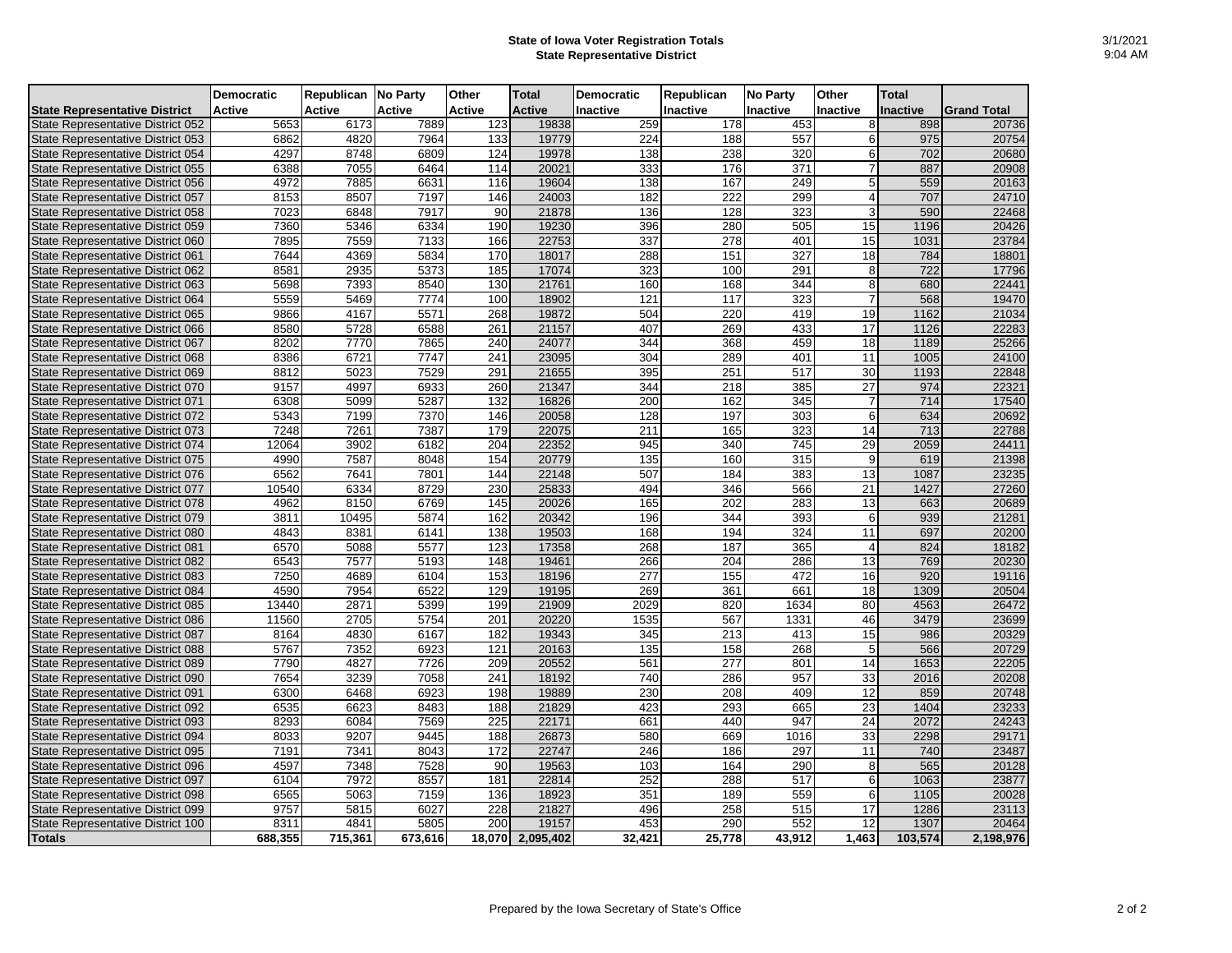**State of Iowa Voter Registration Totals**
**State Representative District**

3/1/2021
9:04 AM

| State Representative District | Democratic Active | Republican Active | No Party Active | Other Active | Total Active | Democratic Inactive | Republican Inactive | No Party Inactive | Other Inactive | Total Inactive | Grand Total |
|---|---|---|---|---|---|---|---|---|---|---|---|
| State Representative District 052 | 5653 | 6173 | 7889 | 123 | 19838 | 259 | 178 | 453 | 8 | 898 | 20736 |
| State Representative District 053 | 6862 | 4820 | 7964 | 133 | 19779 | 224 | 188 | 557 | 6 | 975 | 20754 |
| State Representative District 054 | 4297 | 8748 | 6809 | 124 | 19978 | 138 | 238 | 320 | 6 | 702 | 20680 |
| State Representative District 055 | 6388 | 7055 | 6464 | 114 | 20021 | 333 | 176 | 371 | 7 | 887 | 20908 |
| State Representative District 056 | 4972 | 7885 | 6631 | 116 | 19604 | 138 | 167 | 249 | 5 | 559 | 20163 |
| State Representative District 057 | 8153 | 8507 | 7197 | 146 | 24003 | 182 | 222 | 299 | 4 | 707 | 24710 |
| State Representative District 058 | 7023 | 6848 | 7917 | 90 | 21878 | 136 | 128 | 323 | 3 | 590 | 22468 |
| State Representative District 059 | 7360 | 5346 | 6334 | 190 | 19230 | 396 | 280 | 505 | 15 | 1196 | 20426 |
| State Representative District 060 | 7895 | 7559 | 7133 | 166 | 22753 | 337 | 278 | 401 | 15 | 1031 | 23784 |
| State Representative District 061 | 7644 | 4369 | 5834 | 170 | 18017 | 288 | 151 | 327 | 18 | 784 | 18801 |
| State Representative District 062 | 8581 | 2935 | 5373 | 185 | 17074 | 323 | 100 | 291 | 8 | 722 | 17796 |
| State Representative District 063 | 5698 | 7393 | 8540 | 130 | 21761 | 160 | 168 | 344 | 8 | 680 | 22441 |
| State Representative District 064 | 5559 | 5469 | 7774 | 100 | 18902 | 121 | 117 | 323 | 7 | 568 | 19470 |
| State Representative District 065 | 9866 | 4167 | 5571 | 268 | 19872 | 504 | 220 | 419 | 19 | 1162 | 21034 |
| State Representative District 066 | 8580 | 5728 | 6588 | 261 | 21157 | 407 | 269 | 433 | 17 | 1126 | 22283 |
| State Representative District 067 | 8202 | 7770 | 7865 | 240 | 24077 | 344 | 368 | 459 | 18 | 1189 | 25266 |
| State Representative District 068 | 8386 | 6721 | 7747 | 241 | 23095 | 304 | 289 | 401 | 11 | 1005 | 24100 |
| State Representative District 069 | 8812 | 5023 | 7529 | 291 | 21655 | 395 | 251 | 517 | 30 | 1193 | 22848 |
| State Representative District 070 | 9157 | 4997 | 6933 | 260 | 21347 | 344 | 218 | 385 | 27 | 974 | 22321 |
| State Representative District 071 | 6308 | 5099 | 5287 | 132 | 16826 | 200 | 162 | 345 | 7 | 714 | 17540 |
| State Representative District 072 | 5343 | 7199 | 7370 | 146 | 20058 | 128 | 197 | 303 | 6 | 634 | 20692 |
| State Representative District 073 | 7248 | 7261 | 7387 | 179 | 22075 | 211 | 165 | 323 | 14 | 713 | 22788 |
| State Representative District 074 | 12064 | 3902 | 6182 | 204 | 22352 | 945 | 340 | 745 | 29 | 2059 | 24411 |
| State Representative District 075 | 4990 | 7587 | 8048 | 154 | 20779 | 135 | 160 | 315 | 9 | 619 | 21398 |
| State Representative District 076 | 6562 | 7641 | 7801 | 144 | 22148 | 507 | 184 | 383 | 13 | 1087 | 23235 |
| State Representative District 077 | 10540 | 6334 | 8729 | 230 | 25833 | 494 | 346 | 566 | 21 | 1427 | 27260 |
| State Representative District 078 | 4962 | 8150 | 6769 | 145 | 20026 | 165 | 202 | 283 | 13 | 663 | 20689 |
| State Representative District 079 | 3811 | 10495 | 5874 | 162 | 20342 | 196 | 344 | 393 | 6 | 939 | 21281 |
| State Representative District 080 | 4843 | 8381 | 6141 | 138 | 19503 | 168 | 194 | 324 | 11 | 697 | 20200 |
| State Representative District 081 | 6570 | 5088 | 5577 | 123 | 17358 | 268 | 187 | 365 | 4 | 824 | 18182 |
| State Representative District 082 | 6543 | 7577 | 5193 | 148 | 19461 | 266 | 204 | 286 | 13 | 769 | 20230 |
| State Representative District 083 | 7250 | 4689 | 6104 | 153 | 18196 | 277 | 155 | 472 | 16 | 920 | 19116 |
| State Representative District 084 | 4590 | 7954 | 6522 | 129 | 19195 | 269 | 361 | 661 | 18 | 1309 | 20504 |
| State Representative District 085 | 13440 | 2871 | 5399 | 199 | 21909 | 2029 | 820 | 1634 | 80 | 4563 | 26472 |
| State Representative District 086 | 11560 | 2705 | 5754 | 201 | 20220 | 1535 | 567 | 1331 | 46 | 3479 | 23699 |
| State Representative District 087 | 8164 | 4830 | 6167 | 182 | 19343 | 345 | 213 | 413 | 15 | 986 | 20329 |
| State Representative District 088 | 5767 | 7352 | 6923 | 121 | 20163 | 135 | 158 | 268 | 5 | 566 | 20729 |
| State Representative District 089 | 7790 | 4827 | 7726 | 209 | 20552 | 561 | 277 | 801 | 14 | 1653 | 22205 |
| State Representative District 090 | 7654 | 3239 | 7058 | 241 | 18192 | 740 | 286 | 957 | 33 | 2016 | 20208 |
| State Representative District 091 | 6300 | 6468 | 6923 | 198 | 19889 | 230 | 208 | 409 | 12 | 859 | 20748 |
| State Representative District 092 | 6535 | 6623 | 8483 | 188 | 21829 | 423 | 293 | 665 | 23 | 1404 | 23233 |
| State Representative District 093 | 8293 | 6084 | 7569 | 225 | 22171 | 661 | 440 | 947 | 24 | 2072 | 24243 |
| State Representative District 094 | 8033 | 9207 | 9445 | 188 | 26873 | 580 | 669 | 1016 | 33 | 2298 | 29171 |
| State Representative District 095 | 7191 | 7341 | 8043 | 172 | 22747 | 246 | 186 | 297 | 11 | 740 | 23487 |
| State Representative District 096 | 4597 | 7348 | 7528 | 90 | 19563 | 103 | 164 | 290 | 8 | 565 | 20128 |
| State Representative District 097 | 6104 | 7972 | 8557 | 181 | 22814 | 252 | 288 | 517 | 6 | 1063 | 23877 |
| State Representative District 098 | 6565 | 5063 | 7159 | 136 | 18923 | 351 | 189 | 559 | 6 | 1105 | 20028 |
| State Representative District 099 | 9757 | 5815 | 6027 | 228 | 21827 | 496 | 258 | 515 | 17 | 1286 | 23113 |
| State Representative District 100 | 8311 | 4841 | 5805 | 200 | 19157 | 453 | 290 | 552 | 12 | 1307 | 20464 |
| **Totals** | **688,355** | **715,361** | **673,616** | **18,070** | **2,095,402** | **32,421** | **25,778** | **43,912** | **1,463** | **103,574** | **2,198,976** |

Prepared by the Iowa Secretary of State's Office